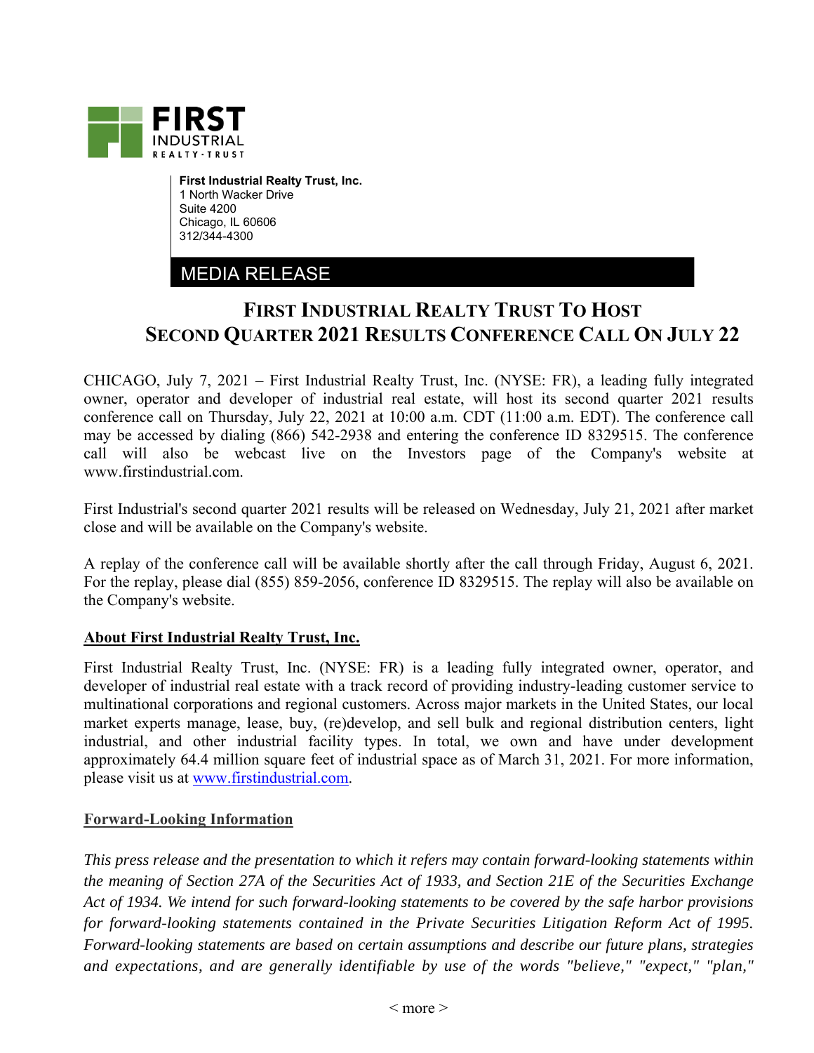**First Industrial Realty Trust, Inc.**
1 North Wacker Drive
Suite 4200
Chicago, IL 60606
312/344-4300

MEDIA RELEASE

# FIRST INDUSTRIAL REALTY TRUST TO HOST SECOND QUARTER 2021 RESULTS CONFERENCE CALL ON JULY 22

CHICAGO, July 7, 2021 – First Industrial Realty Trust, Inc. (NYSE: FR), a leading fully integrated owner, operator and developer of industrial real estate, will host its second quarter 2021 results conference call on Thursday, July 22, 2021 at 10:00 a.m. CDT (11:00 a.m. EDT). The conference call may be accessed by dialing (866) 542-2938 and entering the conference ID 8329515. The conference call will also be webcast live on the Investors page of the Company's website at www.firstindustrial.com.

First Industrial's second quarter 2021 results will be released on Wednesday, July 21, 2021 after market close and will be available on the Company's website.

A replay of the conference call will be available shortly after the call through Friday, August 6, 2021. For the replay, please dial (855) 859-2056, conference ID 8329515. The replay will also be available on the Company's website.

**About First Industrial Realty Trust, Inc.**

First Industrial Realty Trust, Inc. (NYSE: FR) is a leading fully integrated owner, operator, and developer of industrial real estate with a track record of providing industry-leading customer service to multinational corporations and regional customers. Across major markets in the United States, our local market experts manage, lease, buy, (re)develop, and sell bulk and regional distribution centers, light industrial, and other industrial facility types. In total, we own and have under development approximately 64.4 million square feet of industrial space as of March 31, 2021. For more information, please visit us at www.firstindustrial.com.

**Forward-Looking Information**

*This press release and the presentation to which it refers may contain forward-looking statements within the meaning of Section 27A of the Securities Act of 1933, and Section 21E of the Securities Exchange Act of 1934. We intend for such forward-looking statements to be covered by the safe harbor provisions for forward-looking statements contained in the Private Securities Litigation Reform Act of 1995. Forward-looking statements are based on certain assumptions and describe our future plans, strategies and expectations, and are generally identifiable by use of the words "believe," "expect," "plan,"*

< more >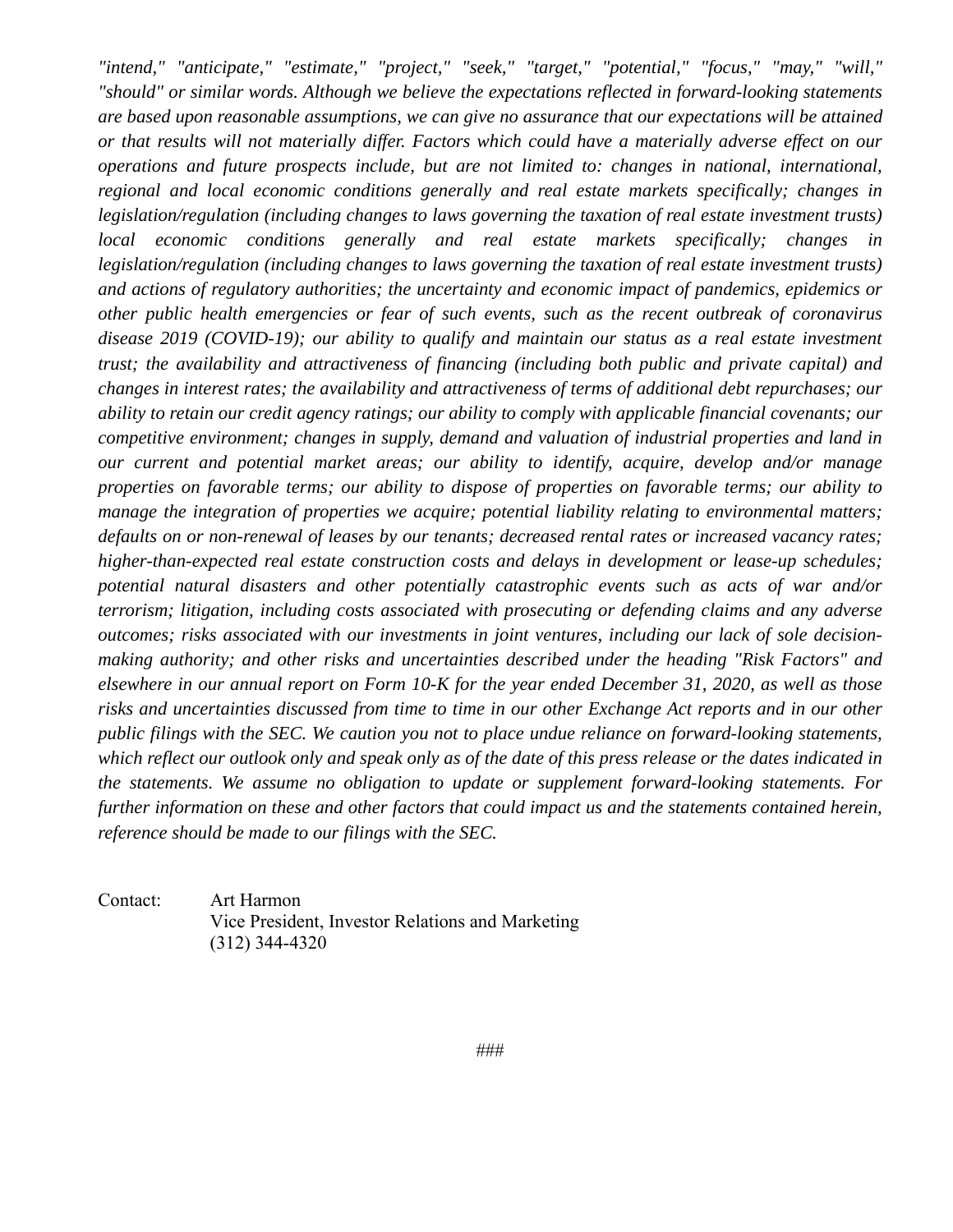*"intend," "anticipate," "estimate," "project," "seek," "target," "potential," "focus," "may," "will," "should" or similar words. Although we believe the expectations reflected in forward-looking statements are based upon reasonable assumptions, we can give no assurance that our expectations will be attained or that results will not materially differ. Factors which could have a materially adverse effect on our operations and future prospects include, but are not limited to: changes in national, international, regional and local economic conditions generally and real estate markets specifically; changes in legislation/regulation (including changes to laws governing the taxation of real estate investment trusts) local economic conditions generally and real estate markets specifically; changes in legislation/regulation (including changes to laws governing the taxation of real estate investment trusts) and actions of regulatory authorities; the uncertainty and economic impact of pandemics, epidemics or other public health emergencies or fear of such events, such as the recent outbreak of coronavirus disease 2019 (COVID-19); our ability to qualify and maintain our status as a real estate investment trust; the availability and attractiveness of financing (including both public and private capital) and changes in interest rates; the availability and attractiveness of terms of additional debt repurchases; our ability to retain our credit agency ratings; our ability to comply with applicable financial covenants; our competitive environment; changes in supply, demand and valuation of industrial properties and land in our current and potential market areas; our ability to identify, acquire, develop and/or manage properties on favorable terms; our ability to dispose of properties on favorable terms; our ability to manage the integration of properties we acquire; potential liability relating to environmental matters; defaults on or non-renewal of leases by our tenants; decreased rental rates or increased vacancy rates; higher-than-expected real estate construction costs and delays in development or lease-up schedules; potential natural disasters and other potentially catastrophic events such as acts of war and/or terrorism; litigation, including costs associated with prosecuting or defending claims and any adverse outcomes; risks associated with our investments in joint ventures, including our lack of sole decision-making authority; and other risks and uncertainties described under the heading "Risk Factors" and elsewhere in our annual report on Form 10-K for the year ended December 31, 2020, as well as those risks and uncertainties discussed from time to time in our other Exchange Act reports and in our other public filings with the SEC. We caution you not to place undue reliance on forward-looking statements, which reflect our outlook only and speak only as of the date of this press release or the dates indicated in the statements. We assume no obligation to update or supplement forward-looking statements. For further information on these and other factors that could impact us and the statements contained herein, reference should be made to our filings with the SEC.*

Contact: Art Harmon
Vice President, Investor Relations and Marketing
(312) 344-4320

###